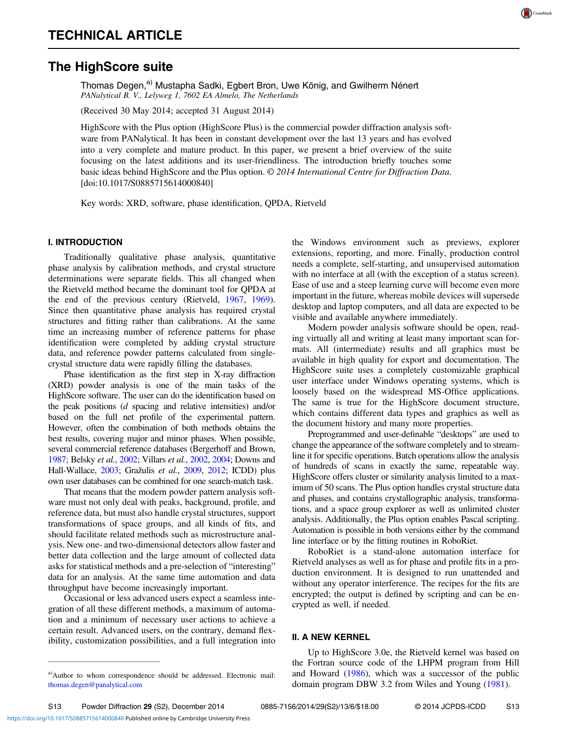## TECHNICAL ARTICLE

# The HighScore suite

Thomas Degen,[a)] Mustapha Sadki, Egbert Bron, Uwe König, and Gwilherm Nénert
*PANalytical B. V., Lelyweg 1, 7602 EA Almelo, The Netherlands*

(Received 30 May 2014; accepted 31 August 2014)

HighScore with the Plus option (HighScore Plus) is the commercial powder diffraction analysis software from PANalytical. It has been in constant development over the last 13 years and has evolved into a very complete and mature product. In this paper, we present a brief overview of the suite focusing on the latest additions and its user-friendliness. The introduction briefly touches some basic ideas behind HighScore and the Plus option. © *2014 International Centre for Diffraction Data.* [doi:10.1017/S0885715614000840]

Key words: XRD, software, phase identification, QPDA, Rietveld

## I. INTRODUCTION

Traditionally qualitative phase analysis, quantitative phase analysis by calibration methods, and crystal structure determinations were separate fields. This all changed when the Rietveld method became the dominant tool for QPDA at the end of the previous century (Rietveld, 1967, 1969). Since then quantitative phase analysis has required crystal structures and fitting rather than calibrations. At the same time an increasing number of reference patterns for phase identification were completed by adding crystal structure data, and reference powder patterns calculated from single-crystal structure data were rapidly filling the databases.

Phase identification as the first step in X-ray diffraction (XRD) powder analysis is one of the main tasks of the HighScore software. The user can do the identification based on the peak positions (*d* spacing and relative intensities) and/or based on the full net profile of the experimental pattern. However, often the combination of both methods obtains the best results, covering major and minor phases. When possible, several commercial reference databases (Bergerhoff and Brown, 1987; Belsky *et al.*, 2002; Villars *et al.*, 2002, 2004; Downs and Hall-Wallace, 2003; Gražulis *et al.*, 2009, 2012; ICDD) plus own user databases can be combined for one search-match task.

That means that the modern powder pattern analysis software must not only deal with peaks, background, profile, and reference data, but must also handle crystal structures, support transformations of space groups, and all kinds of fits, and should facilitate related methods such as microstructure analysis. New one- and two-dimensional detectors allow faster and better data collection and the large amount of collected data asks for statistical methods and a pre-selection of "interesting" data for an analysis. At the same time automation and data throughput have become increasingly important.

Occasional or less advanced users expect a seamless integration of all these different methods, a maximum of automation and a minimum of necessary user actions to achieve a certain result. Advanced users, on the contrary, demand flexibility, customization possibilities, and a full integration into the Windows environment such as previews, explorer extensions, reporting, and more. Finally, production control needs a complete, self-starting, and unsupervised automation with no interface at all (with the exception of a status screen). Ease of use and a steep learning curve will become even more important in the future, whereas mobile devices will supersede desktop and laptop computers, and all data are expected to be visible and available anywhere immediately.

Modern powder analysis software should be open, reading virtually all and writing at least many important scan formats. All (intermediate) results and all graphics must be available in high quality for export and documentation. The HighScore suite uses a completely customizable graphical user interface under Windows operating systems, which is loosely based on the widespread MS-Office applications. The same is true for the HighScore document structure, which contains different data types and graphics as well as the document history and many more properties.

Preprogrammed and user-definable "desktops" are used to change the appearance of the software completely and to streamline it for specific operations. Batch operations allow the analysis of hundreds of scans in exactly the same, repeatable way. HighScore offers cluster or similarity analysis limited to a maximum of 50 scans. The Plus option handles crystal structure data and phases, and contains crystallographic analysis, transformations, and a space group explorer as well as unlimited cluster analysis. Additionally, the Plus option enables Pascal scripting. Automation is possible in both versions either by the command line interface or by the fitting routines in RoboRiet.

RoboRiet is a stand-alone automation interface for Rietveld analyses as well as for phase and profile fits in a production environment. It is designed to run unattended and without any operator interference. The recipes for the fits are encrypted; the output is defined by scripting and can be encrypted as well, if needed.

## II. A NEW KERNEL

Up to HighScore 3.0e, the Rietveld kernel was based on the Fortran source code of the LHPM program from Hill and Howard (1986), which was a successor of the public domain program DBW 3.2 from Wiles and Young (1981).

---

[a)] Author to whom correspondence should be addressed. Electronic mail: thomas.degen@panalytical.com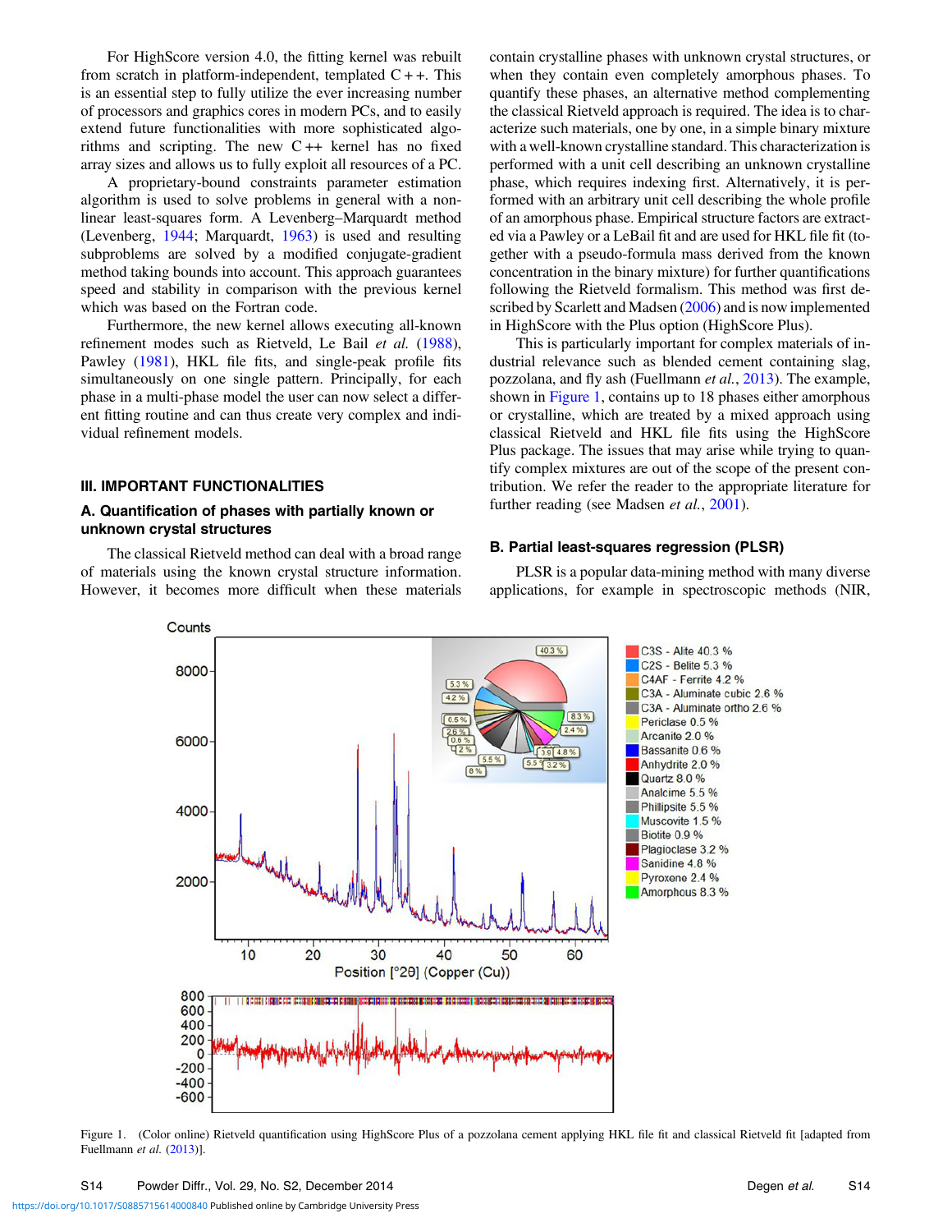For HighScore version 4.0, the fitting kernel was rebuilt from scratch in platform-independent, templated C++. This is an essential step to fully utilize the ever increasing number of processors and graphics cores in modern PCs, and to easily extend future functionalities with more sophisticated algorithms and scripting. The new C++ kernel has no fixed array sizes and allows us to fully exploit all resources of a PC.

A proprietary-bound constraints parameter estimation algorithm is used to solve problems in general with a non-linear least-squares form. A Levenberg–Marquardt method (Levenberg, 1944; Marquardt, 1963) is used and resulting subproblems are solved by a modified conjugate-gradient method taking bounds into account. This approach guarantees speed and stability in comparison with the previous kernel which was based on the Fortran code.

Furthermore, the new kernel allows executing all-known refinement modes such as Rietveld, Le Bail *et al.* (1988), Pawley (1981), HKL file fits, and single-peak profile fits simultaneously on one single pattern. Principally, for each phase in a multi-phase model the user can now select a different fitting routine and can thus create very complex and individual refinement models.

## III. IMPORTANT FUNCTIONALITIES

### A. Quantification of phases with partially known or unknown crystal structures

The classical Rietveld method can deal with a broad range of materials using the known crystal structure information. However, it becomes more difficult when these materials contain crystalline phases with unknown crystal structures, or when they contain even completely amorphous phases. To quantify these phases, an alternative method complementing the classical Rietveld approach is required. The idea is to characterize such materials, one by one, in a simple binary mixture with a well-known crystalline standard. This characterization is performed with a unit cell describing an unknown crystalline phase, which requires indexing first. Alternatively, it is performed with an arbitrary unit cell describing the whole profile of an amorphous phase. Empirical structure factors are extracted via a Pawley or a LeBail fit and are used for HKL file fit (together with a pseudo-formula mass derived from the known concentration in the binary mixture) for further quantifications following the Rietveld formalism. This method was first described by Scarlett and Madsen (2006) and is now implemented in HighScore with the Plus option (HighScore Plus).

This is particularly important for complex materials of industrial relevance such as blended cement containing slag, pozzolana, and fly ash (Fuellmann *et al.*, 2013). The example, shown in Figure 1, contains up to 18 phases either amorphous or crystalline, which are treated by a mixed approach using classical Rietveld and HKL file fits using the HighScore Plus package. The issues that may arise while trying to quantify complex mixtures are out of the scope of the present contribution. We refer the reader to the appropriate literature for further reading (see Madsen *et al.*, 2001).

### B. Partial least-squares regression (PLSR)

PLSR is a popular data-mining method with many diverse applications, for example in spectroscopic methods (NIR,

Counts
8000
6000
4000
2000
10 20 30 40 50 60
Position [°2θ] (Copper (Cu))
800
600
400
200
0
-200
-400
-600

C3S - Alite 40.3 %
C2S - Belite 5.3 %
C4AF - Ferrite 4.2 %
C3A - Aluminate cubic 2.6 %
C3A - Aluminate ortho 2.6 %
Periclase 0.5 %
Arcanite 2.0 %
Bassanite 0.6 %
Anhydrite 2.0 %
Quartz 8.0 %
Analcime 5.5 %
Phillipsite 5.5 %
Muscovite 1.5 %
Biotite 0.9 %
Plagioclase 3.2 %
Sanidine 4.8 %
Pyroxene 2.4 %
Amorphous 8.3 %

Figure 1. (Color online) Rietveld quantification using HighScore Plus of a pozzolana cement applying HKL file fit and classical Rietveld fit [adapted from Fuellmann *et al.* (2013)].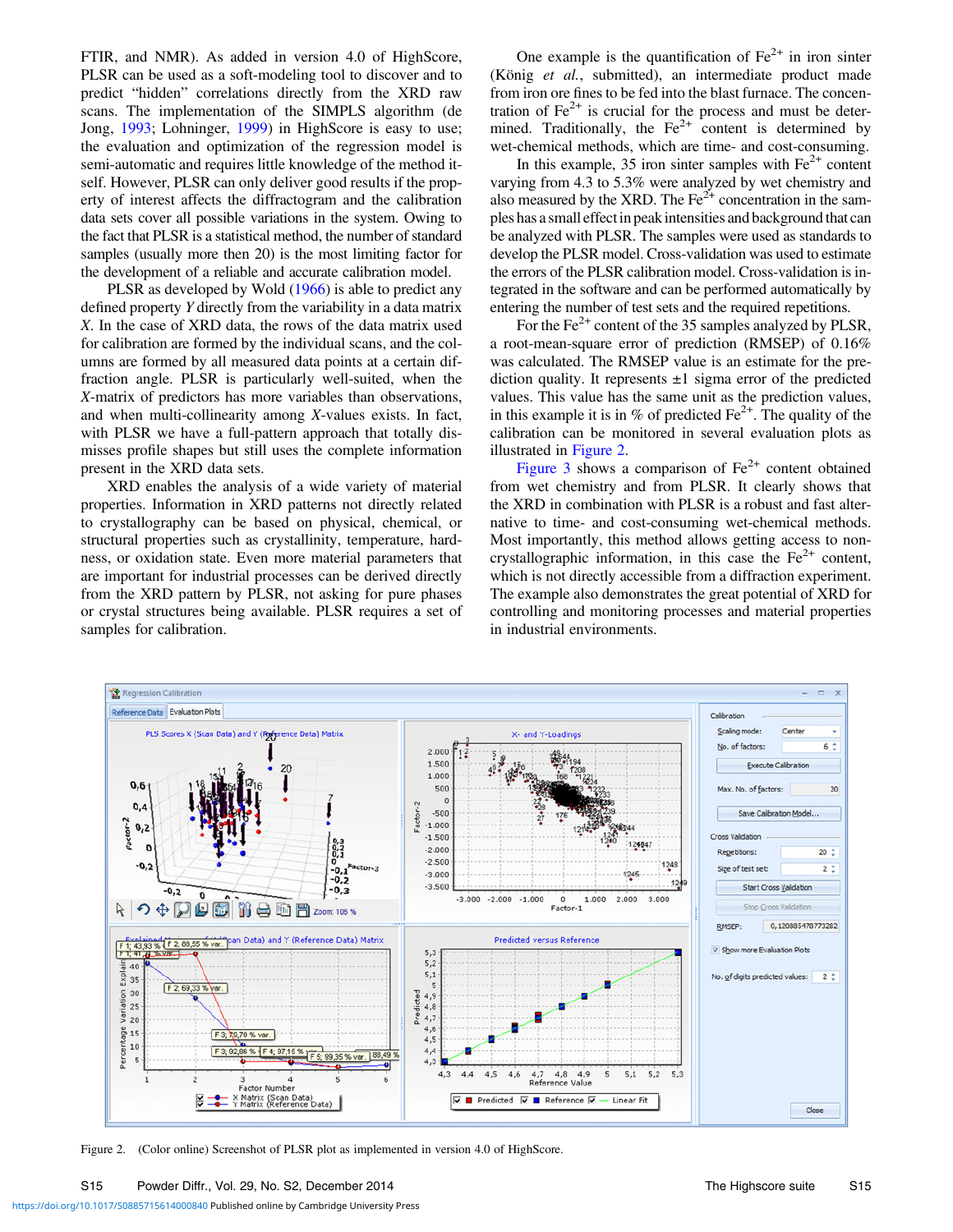FTIR, and NMR). As added in version 4.0 of HighScore, PLSR can be used as a soft-modeling tool to discover and to predict "hidden" correlations directly from the XRD raw scans. The implementation of the SIMPLS algorithm (de Jong, 1993; Lohninger, 1999) in HighScore is easy to use; the evaluation and optimization of the regression model is semi-automatic and requires little knowledge of the method itself. However, PLSR can only deliver good results if the property of interest affects the diffractogram and the calibration data sets cover all possible variations in the system. Owing to the fact that PLSR is a statistical method, the number of standard samples (usually more then 20) is the most limiting factor for the development of a reliable and accurate calibration model.

PLSR as developed by Wold (1966) is able to predict any defined property *Y* directly from the variability in a data matrix *X*. In the case of XRD data, the rows of the data matrix used for calibration are formed by the individual scans, and the columns are formed by all measured data points at a certain diffraction angle. PLSR is particularly well-suited, when the *X*-matrix of predictors has more variables than observations, and when multi-collinearity among *X*-values exists. In fact, with PLSR we have a full-pattern approach that totally dismisses profile shapes but still uses the complete information present in the XRD data sets.

XRD enables the analysis of a wide variety of material properties. Information in XRD patterns not directly related to crystallography can be based on physical, chemical, or structural properties such as crystallinity, temperature, hardness, or oxidation state. Even more material parameters that are important for industrial processes can be derived directly from the XRD pattern by PLSR, not asking for pure phases or crystal structures being available. PLSR requires a set of samples for calibration.

One example is the quantification of $Fe^{2+}$ in iron sinter (König *et al.*, submitted), an intermediate product made from iron ore fines to be fed into the blast furnace. The concentration of $Fe^{2+}$ is crucial for the process and must be determined. Traditionally, the $Fe^{2+}$ content is determined by wet-chemical methods, which are time- and cost-consuming.

In this example, 35 iron sinter samples with $Fe^{2+}$ content varying from 4.3 to 5.3% were analyzed by wet chemistry and also measured by the XRD. The $Fe^{2+}$ concentration in the samples has a small effect in peak intensities and background that can be analyzed with PLSR. The samples were used as standards to develop the PLSR model. Cross-validation was used to estimate the errors of the PLSR calibration model. Cross-validation is integrated in the software and can be performed automatically by entering the number of test sets and the required repetitions.

For the $Fe^{2+}$ content of the 35 samples analyzed by PLSR, a root-mean-square error of prediction (RMSEP) of 0.16% was calculated. The RMSEP value is an estimate for the prediction quality. It represents ±1 sigma error of the predicted values. This value has the same unit as the prediction values, in this example it is in % of predicted $Fe^{2+}$. The quality of the calibration can be monitored in several evaluation plots as illustrated in Figure 2.

Figure 3 shows a comparison of $Fe^{2+}$ content obtained from wet chemistry and from PLSR. It clearly shows that the XRD in combination with PLSR is a robust and fast alternative to time- and cost-consuming wet-chemical methods. Most importantly, this method allows getting access to non-crystallographic information, in this case the $Fe^{2+}$ content, which is not directly accessible from a diffraction experiment. The example also demonstrates the great potential of XRD for controlling and monitoring processes and material properties in industrial environments.

Figure 2. (Color online) Screenshot of PLSR plot as implemented in version 4.0 of HighScore.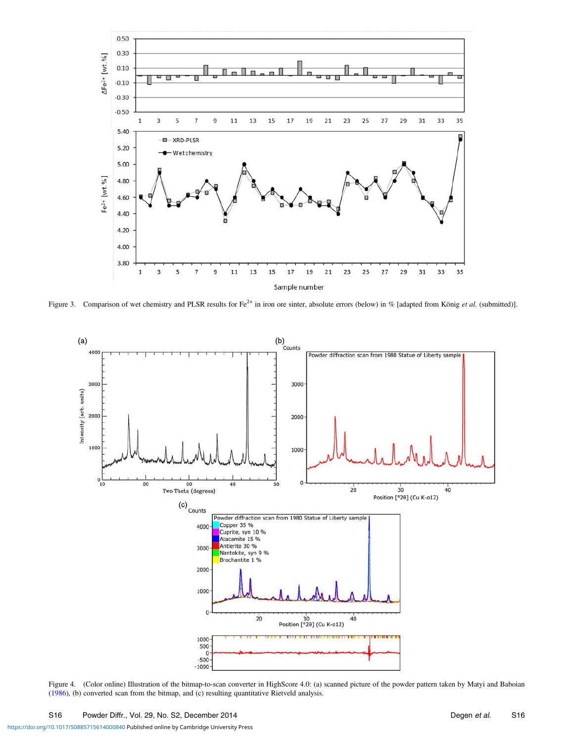Figure 3. Comparison of wet chemistry and PLSR results for $Fe^{2+}$ in iron ore sinter, absolute errors (below) in % [adapted from König *et al.* (submitted)].

Figure 4. (Color online) Illustration of the bitmap-to-scan converter in HighScore 4.0: (a) scanned picture of the powder pattern taken by Matyi and Baboian (1986), (b) converted scan from the bitmap, and (c) resulting quantitative Rietveld analysis.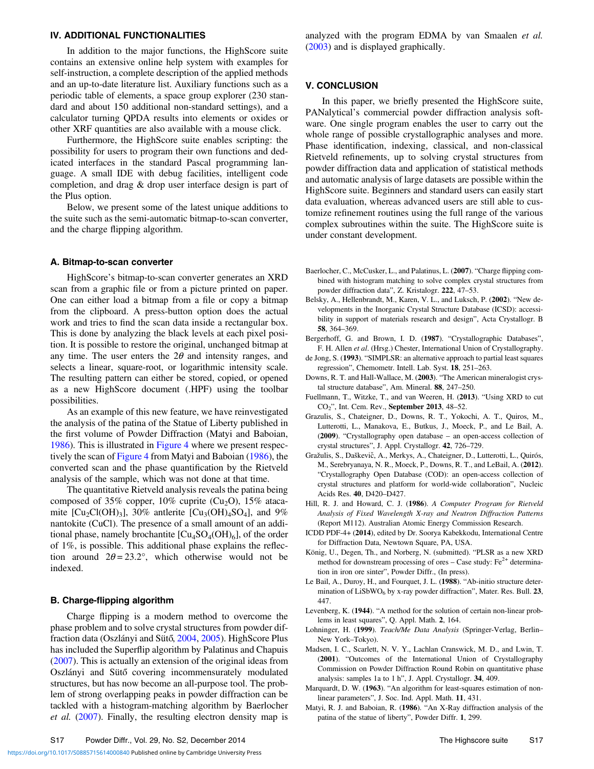## IV. ADDITIONAL FUNCTIONALITIES

In addition to the major functions, the HighScore suite contains an extensive online help system with examples for self-instruction, a complete description of the applied methods and an up-to-date literature list. Auxiliary functions such as a periodic table of elements, a space group explorer (230 standard and about 150 additional non-standard settings), and a calculator turning QPDA results into elements or oxides or other XRF quantities are also available with a mouse click.

Furthermore, the HighScore suite enables scripting: the possibility for users to program their own functions and dedicated interfaces in the standard Pascal programming language. A small IDE with debug facilities, intelligent code completion, and drag & drop user interface design is part of the Plus option.

Below, we present some of the latest unique additions to the suite such as the semi-automatic bitmap-to-scan converter, and the charge flipping algorithm.

### A. Bitmap-to-scan converter

HighScore's bitmap-to-scan converter generates an XRD scan from a graphic file or from a picture printed on paper. One can either load a bitmap from a file or copy a bitmap from the clipboard. A press-button option does the actual work and tries to find the scan data inside a rectangular box. This is done by analyzing the black levels at each pixel position. It is possible to restore the original, unchanged bitmap at any time. The user enters the $2\theta$ and intensity ranges, and selects a linear, square-root, or logarithmic intensity scale. The resulting pattern can either be stored, copied, or opened as a new HighScore document (.HPF) using the toolbar possibilities.

As an example of this new feature, we have reinvestigated the analysis of the patina of the Statue of Liberty published in the first volume of Powder Diffraction (Matyi and Baboian, 1986). This is illustrated in Figure 4 where we present respectively the scan of Figure 4 from Matyi and Baboian (1986), the converted scan and the phase quantification by the Rietveld analysis of the sample, which was not done at that time.

The quantitative Rietveld analysis reveals the patina being composed of 35% copper, 10% cuprite ($Cu_2O$), 15% atacamite [$Cu_2Cl(OH)_3$], 30% antlerite [$Cu_3(OH)_4SO_4$], and 9% nantokite (CuCl). The presence of a small amount of an additional phase, namely brochantite [$Cu_4SO_4(OH)_6$], of the order of 1%, is possible. This additional phase explains the reflection around $2\theta = 23.2°$, which otherwise would not be indexed.

### B. Charge-flipping algorithm

Charge flipping is a modern method to overcome the phase problem and to solve crystal structures from powder diffraction data (Oszlányi and Sütő, 2004, 2005). HighScore Plus has included the Superflip algorithm by Palatinus and Chapuis (2007). This is actually an extension of the original ideas from Oszlányi and Sütő covering incommensurately modulated structures, but has now become an all-purpose tool. The problem of strong overlapping peaks in powder diffraction can be tackled with a histogram-matching algorithm by Baerlocher *et al.* (2007). Finally, the resulting electron density map is analyzed with the program EDMA by van Smaalen *et al.* (2003) and is displayed graphically.

## V. CONCLUSION

In this paper, we briefly presented the HighScore suite, PANalytical's commercial powder diffraction analysis software. One single program enables the user to carry out the whole range of possible crystallographic analyses and more. Phase identification, indexing, classical, and non-classical Rietveld refinements, up to solving crystal structures from powder diffraction data and application of statistical methods and automatic analysis of large datasets are possible within the HighScore suite. Beginners and standard users can easily start data evaluation, whereas advanced users are still able to customize refinement routines using the full range of the various complex subroutines within the suite. The HighScore suite is under constant development.

Baerlocher, C., McCusker, L., and Palatinus, L. (**2007**). "Charge flipping combined with histogram matching to solve complex crystal structures from powder diffraction data", Z. Kristalogr. **222**, 47–53.

Belsky, A., Hellenbrandt, M., Karen, V. L., and Luksch, P. (**2002**). "New developments in the Inorganic Crystal Structure Database (ICSD): accessibility in support of materials research and design", Acta Crystallogr. B **58**, 364–369.

Bergerhoff, G. and Brown, I. D. (**1987**). "Crystallographic Databases", F. H. Allen *et al.* (Hrsg.) Chester, International Union of Crystallography.

de Jong, S. (**1993**). "SIMPLSR: an alternative approach to partial least squares regression", Chemometr. Intell. Lab. Syst. **18**, 251–263.

Downs, R. T. and Hall-Wallace, M. (**2003**). "The American mineralogist crystal structure database", Am. Mineral. **88**, 247–250.

Fuellmann, T., Witzke, T., and van Weeren, H. (**2013**). "Using XRD to cut $CO_2$", Int. Cem. Rev., **September 2013**, 48–52.

Grazulis, S., Chateigner, D., Downs, R. T., Yokochi, A. T., Quiros, M., Lutterotti, L., Manakova, E., Butkus, J., Moeck, P., and Le Bail, A. (**2009**). "Crystallography open database – an open-access collection of crystal structures", J. Appl. Crystallogr. **42**, 726–729.

Gražulis, S., Daškevič, A., Merkys, A., Chateigner, D., Lutterotti, L., Quirós, M., Serebryanaya, N. R., Moeck, P., Downs, R. T., and LeBail, A. (**2012**). "Crystallography Open Database (COD): an open-access collection of crystal structures and platform for world-wide collaboration", Nucleic Acids Res. **40**, D420–D427.

Hill, R. J. and Howard, C. J. (**1986**). *A Computer Program for Rietveld Analysis of Fixed Wavelength X-ray and Neutron Diffraction Patterns* (Report M112). Australian Atomic Energy Commission Research.

ICDD PDF-4+ (**2014**), edited by Dr. Soorya Kabekkodu, International Centre for Diffraction Data, Newtown Square, PA, USA.

König, U., Degen, Th., and Norberg, N. (submitted). "PLSR as a new XRD method for downstream processing of ores – Case study: $Fe^{2+}$ determination in iron ore sinter", Powder Diffr., (In press).

Le Bail, A., Duroy, H., and Fourquet, J. L. (**1988**). "Ab-initio structure determination of $LiSbWO_6$ by x-ray powder diffraction", Mater. Res. Bull. **23**, 447.

Levenberg, K. (**1944**). "A method for the solution of certain non-linear problems in least squares", Q. Appl. Math. **2**, 164.

Lohninger, H. (**1999**). *Teach/Me Data Analysis* (Springer-Verlag, Berlin–New York–Tokyo).

Madsen, I. C., Scarlett, N. V. Y., Lachlan Cranswick, M. D., and Lwin, T. (**2001**). "Outcomes of the International Union of Crystallography Commission on Powder Diffraction Round Robin on quantitative phase analysis: samples 1a to 1 h", J. Appl. Crystallogr. **34**, 409.

Marquardt, D. W. (**1963**). "An algorithm for least-squares estimation of nonlinear parameters", J. Soc. Ind. Appl. Math. **11**, 431.

Matyi, R. J. and Baboian, R. (**1986**). "An X-Ray diffraction analysis of the patina of the statue of liberty", Powder Diffr. **1**, 299.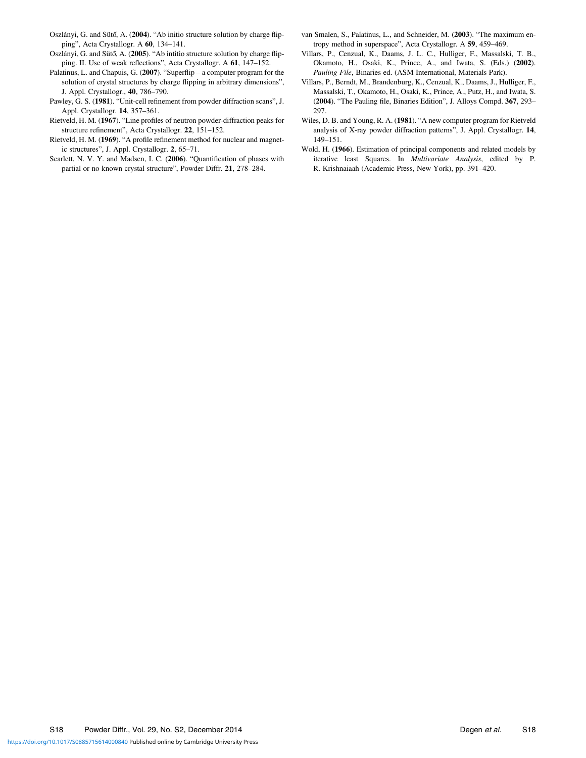Oszlányi, G. and Sütő, A. (**2004**). "Ab initio structure solution by charge flipping", Acta Crystallogr. A **60**, 134–141.

Oszlányi, G. and Sütő, A. (**2005**). "Ab intitio structure solution by charge flipping. II. Use of weak reflections", Acta Crystallogr. A **61**, 147–152.

Palatinus, L. and Chapuis, G. (**2007**). "Superflip – a computer program for the solution of crystal structures by charge flipping in arbitrary dimensions", J. Appl. Crystallogr., **40**, 786–790.

Pawley, G. S. (**1981**). "Unit-cell refinement from powder diffraction scans", J. Appl. Crystallogr. **14**, 357–361.

Rietveld, H. M. (**1967**). "Line profiles of neutron powder-diffraction peaks for structure refinement", Acta Crystallogr. **22**, 151–152.

Rietveld, H. M. (**1969**). "A profile refinement method for nuclear and magnetic structures", J. Appl. Crystallogr. **2**, 65–71.

Scarlett, N. V. Y. and Madsen, I. C. (**2006**). "Quantification of phases with partial or no known crystal structure", Powder Diffr. **21**, 278–284.

van Smalen, S., Palatinus, L., and Schneider, M. (**2003**). "The maximum entropy method in superspace", Acta Crystallogr. A **59**, 459–469.

Villars, P., Cenzual, K., Daams, J. L. C., Hulliger, F., Massalski, T. B., Okamoto, H., Osaki, K., Prince, A., and Iwata, S. (Eds.) (**2002**). *Pauling File*, Binaries ed. (ASM International, Materials Park).

Villars, P., Berndt, M., Brandenburg, K., Cenzual, K., Daams, J., Hulliger, F., Massalski, T., Okamoto, H., Osaki, K., Prince, A., Putz, H., and Iwata, S. (**2004**). "The Pauling file, Binaries Edition", J. Alloys Compd. **367**, 293–297.

Wiles, D. B. and Young, R. A. (**1981**). "A new computer program for Rietveld analysis of X-ray powder diffraction patterns", J. Appl. Crystallogr. **14**, 149–151.

Wold, H. (**1966**). Estimation of principal components and related models by iterative least Squares. In *Multivariate Analysis*, edited by P. R. Krishnaiaah (Academic Press, New York), pp. 391–420.